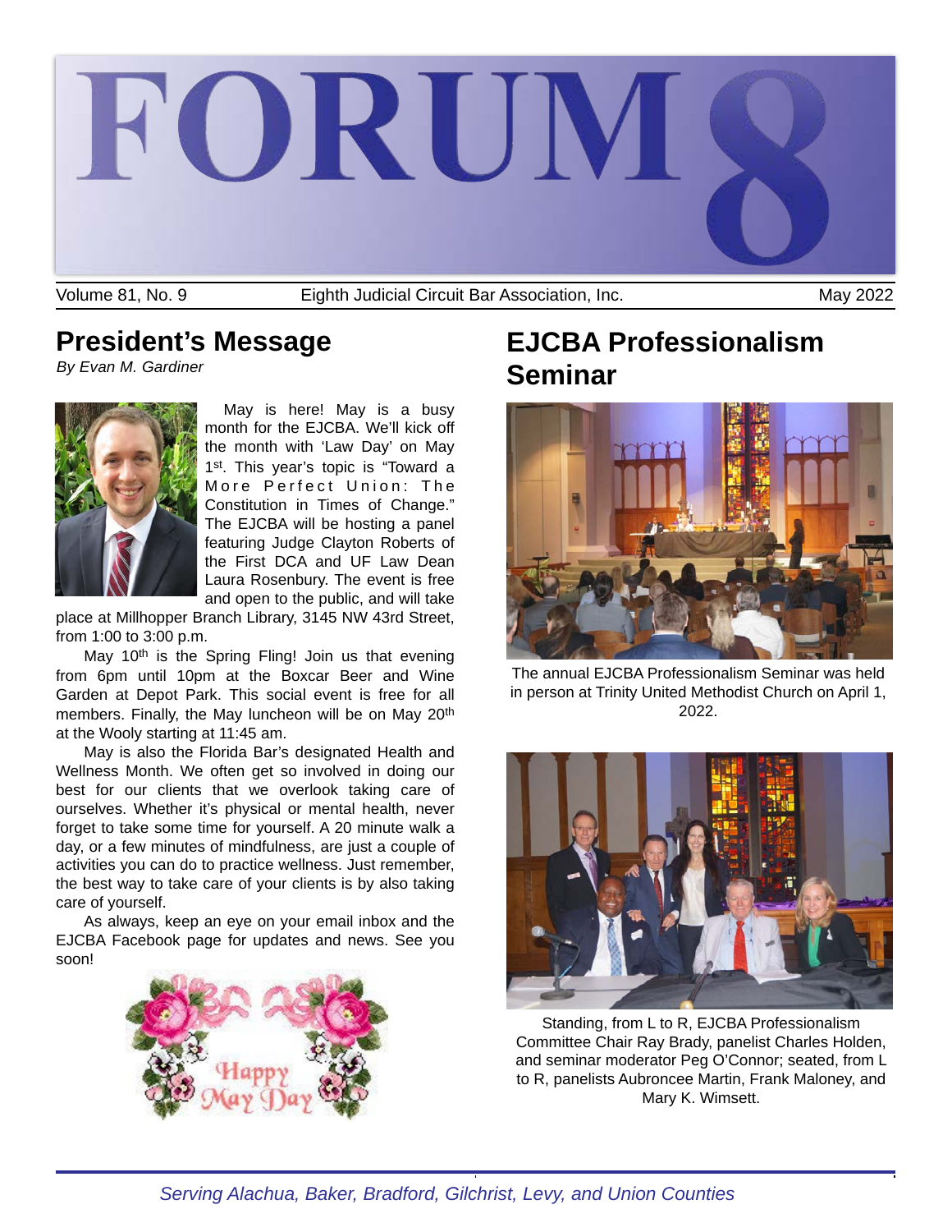# FORUM 8

Volume 81, No. 9 | Eighth Judicial Circuit Bar Association, Inc. | May 2022

## President's Message

*By Evan M. Gardiner*

May is here! May is a busy month for the EJCBA. We'll kick off the month with 'Law Day' on May 1st. This year's topic is "Toward a More Perfect Union: The Constitution in Times of Change." The EJCBA will be hosting a panel featuring Judge Clayton Roberts of the First DCA and UF Law Dean Laura Rosenbury. The event is free and open to the public, and will take place at Millhopper Branch Library, 3145 NW 43rd Street, from 1:00 to 3:00 p.m.

May 10th is the Spring Fling! Join us that evening from 6pm until 10pm at the Boxcar Beer and Wine Garden at Depot Park. This social event is free for all members. Finally, the May luncheon will be on May 20th at the Wooly starting at 11:45 am.

May is also the Florida Bar's designated Health and Wellness Month. We often get so involved in doing our best for our clients that we overlook taking care of ourselves. Whether it's physical or mental health, never forget to take some time for yourself. A 20 minute walk a day, or a few minutes of mindfulness, are just a couple of activities you can do to practice wellness. Just remember, the best way to take care of your clients is by also taking care of yourself.

As always, keep an eye on your email inbox and the EJCBA Facebook page for updates and news. See you soon!

Happy May Day

## EJCBA Professionalism Seminar

The annual EJCBA Professionalism Seminar was held in person at Trinity United Methodist Church on April 1, 2022.

Standing, from L to R, EJCBA Professionalism Committee Chair Ray Brady, panelist Charles Holden, and seminar moderator Peg O'Connor; seated, from L to R, panelists Aubroncee Martin, Frank Maloney, and Mary K. Wimsett.

*Serving Alachua, Baker, Bradford, Gilchrist, Levy, and Union Counties*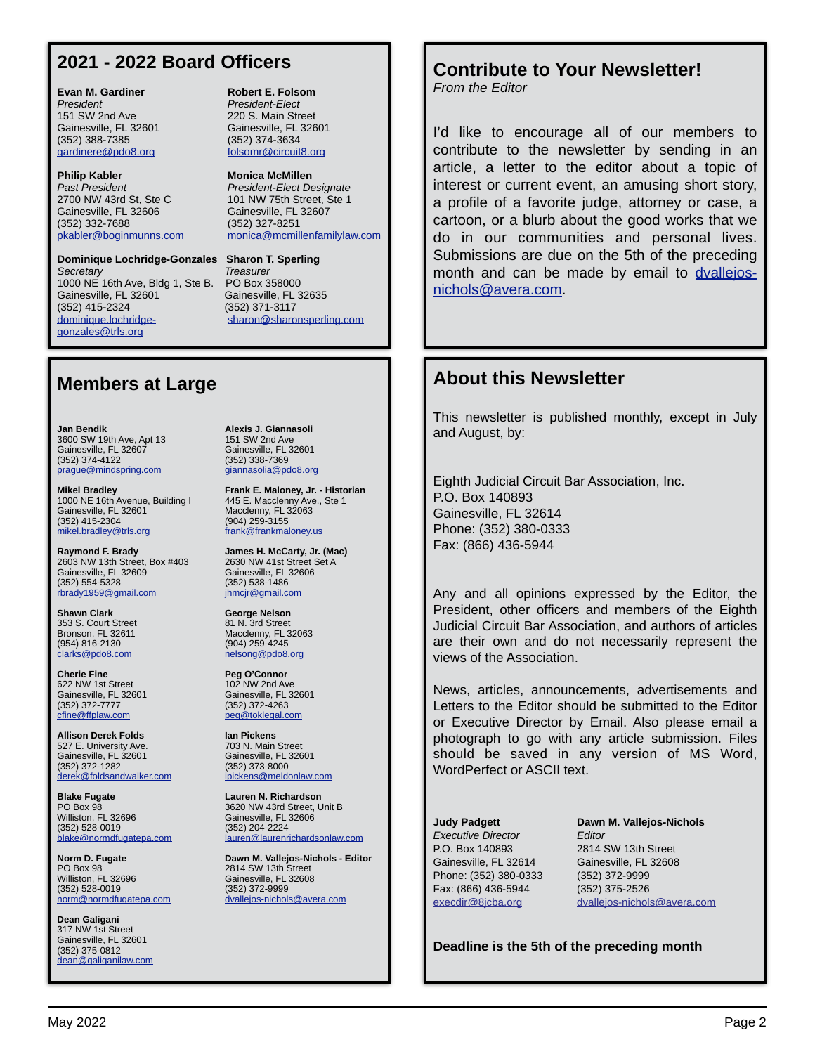## 2021 - 2022 Board Officers

**Evan M. Gardiner**
*President*
151 SW 2nd Ave
Gainesville, FL 32601
(352) 388-7385
gardinere@pdo8.org

**Robert E. Folsom**
*President-Elect*
220 S. Main Street
Gainesville, FL 32601
(352) 374-3634
folsomr@circuit8.org

**Philip Kabler**
*Past President*
2700 NW 43rd St, Ste C
Gainesville, FL 32606
(352) 332-7688
pkabler@boginmunns.com

**Monica McMillen**
*President-Elect Designate*
101 NW 75th Street, Ste 1
Gainesville, FL 32607
(352) 327-8251
monica@mcmillenfamilylaw.com

**Dominique Lochridge-Gonzales**
*Secretary*
1000 NE 16th Ave, Bldg 1, Ste B.
Gainesville, FL 32601
(352) 415-2324
dominique.lochridge-gonzales@trls.org

**Sharon T. Sperling**
*Treasurer*
PO Box 358000
Gainesville, FL 32635
(352) 371-3117
sharon@sharonsperling.com

## Members at Large

**Jan Bendik**
3600 SW 19th Ave, Apt 13
Gainesville, FL 32607
(352) 374-4122
prague@mindspring.com

**Mikel Bradley**
1000 NE 16th Avenue, Building I
Gainesville, FL 32601
(352) 415-2304
mikel.bradley@trls.org

**Raymond F. Brady**
2603 NW 13th Street, Box #403
Gainesville, FL 32609
(352) 554-5328
rbrady1959@gmail.com

**Shawn Clark**
353 S. Court Street
Bronson, FL 32611
(954) 816-2130
clarks@pdo8.com

**Cherie Fine**
622 NW 1st Street
Gainesville, FL 32601
(352) 372-7777
cfine@ffplaw.com

**Allison Derek Folds**
527 E. University Ave.
Gainesville, FL 32601
(352) 372-1282
derek@foldsandwalker.com

**Blake Fugate**
PO Box 98
Williston, FL 32696
(352) 528-0019
blake@normdfugatepa.com

**Norm D. Fugate**
PO Box 98
Williston, FL 32696
(352) 528-0019
norm@normdfugatepa.com

**Dean Galigani**
317 NW 1st Street
Gainesville, FL 32601
(352) 375-0812
dean@galiganilaw.com

**Alexis J. Giannasoli**
151 SW 2nd Ave
Gainesville, FL 32601
(352) 338-7369
giannasolia@pdo8.org

**Frank E. Maloney, Jr. - Historian**
445 E. Macclenny Ave., Ste 1
Macclenny, FL 32063
(904) 259-3155
frank@frankmaloney.us

**James H. McCarty, Jr. (Mac)**
2630 NW 41st Street Set A
Gainesville, FL 32606
(352) 538-1486
jhmcjr@gmail.com

**George Nelson**
81 N. 3rd Street
Macclenny, FL 32063
(904) 259-4245
nelsong@pdo8.org

**Peg O'Connor**
102 NW 2nd Ave
Gainesville, FL 32601
(352) 372-4263
peg@toklegal.com

**Ian Pickens**
703 N. Main Street
Gainesville, FL 32601
(352) 373-8000
ipickens@meldonlaw.com

**Lauren N. Richardson**
3620 NW 43rd Street, Unit B
Gainesville, FL 32606
(352) 204-2224
lauren@laurenrichardsonlaw.com

**Dawn M. Vallejos-Nichols - Editor**
2814 SW 13th Street
Gainesville, FL 32608
(352) 372-9999
dvallejos-nichols@avera.com

## Contribute to Your Newsletter!

*From the Editor*

I'd like to encourage all of our members to contribute to the newsletter by sending in an article, a letter to the editor about a topic of interest or current event, an amusing short story, a profile of a favorite judge, attorney or case, a cartoon, or a blurb about the good works that we do in our communities and personal lives. Submissions are due on the 5th of the preceding month and can be made by email to dvallejos-nichols@avera.com.

## About this Newsletter

This newsletter is published monthly, except in July and August, by:

Eighth Judicial Circuit Bar Association, Inc.
P.O. Box 140893
Gainesville, FL 32614
Phone: (352) 380-0333
Fax: (866) 436-5944

Any and all opinions expressed by the Editor, the President, other officers and members of the Eighth Judicial Circuit Bar Association, and authors of articles are their own and do not necessarily represent the views of the Association.

News, articles, announcements, advertisements and Letters to the Editor should be submitted to the Editor or Executive Director by Email. Also please email a photograph to go with any article submission. Files should be saved in any version of MS Word, WordPerfect or ASCII text.

**Judy Padgett**
*Executive Director*
P.O. Box 140893
Gainesville, FL 32614
Phone: (352) 380-0333
Fax: (866) 436-5944
execdir@8jcba.org

**Dawn M. Vallejos-Nichols**
*Editor*
2814 SW 13th Street
Gainesville, FL 32608
(352) 372-9999
(352) 375-2526
dvallejos-nichols@avera.com

**Deadline is the 5th of the preceding month**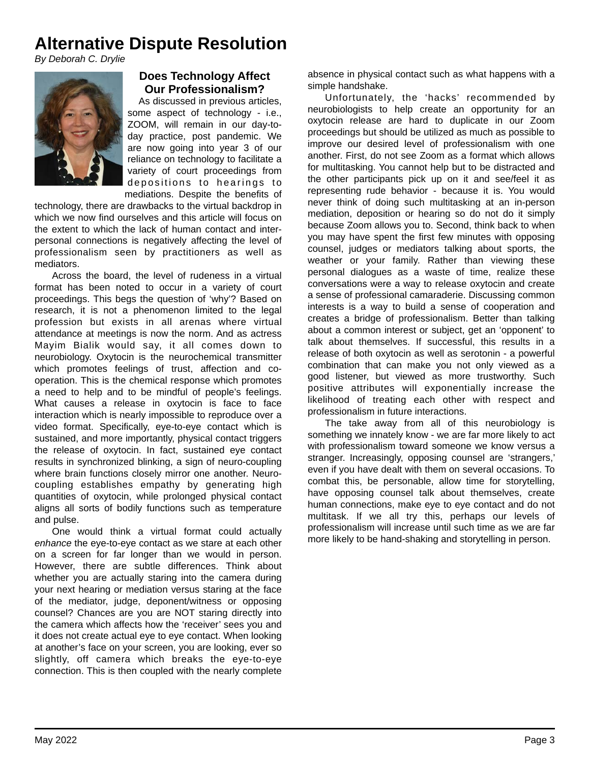# Alternative Dispute Resolution

*By Deborah C. Drylie*

## Does Technology Affect Our Professionalism?

As discussed in previous articles, some aspect of technology - i.e., ZOOM, will remain in our day-to-day practice, post pandemic. We are now going into year 3 of our reliance on technology to facilitate a variety of court proceedings from depositions to hearings to mediations. Despite the benefits of technology, there are drawbacks to the virtual backdrop in which we now find ourselves and this article will focus on the extent to which the lack of human contact and inter-personal connections is negatively affecting the level of professionalism seen by practitioners as well as mediators.

Across the board, the level of rudeness in a virtual format has been noted to occur in a variety of court proceedings. This begs the question of 'why'? Based on research, it is not a phenomenon limited to the legal profession but exists in all arenas where virtual attendance at meetings is now the norm. And as actress Mayim Bialik would say, it all comes down to neurobiology. Oxytocin is the neurochemical transmitter which promotes feelings of trust, affection and co-operation. This is the chemical response which promotes a need to help and to be mindful of people's feelings. What causes a release in oxytocin is face to face interaction which is nearly impossible to reproduce over a video format. Specifically, eye-to-eye contact which is sustained, and more importantly, physical contact triggers the release of oxytocin. In fact, sustained eye contact results in synchronized blinking, a sign of neuro-coupling where brain functions closely mirror one another. Neuro-coupling establishes empathy by generating high quantities of oxytocin, while prolonged physical contact aligns all sorts of bodily functions such as temperature and pulse.

One would think a virtual format could actually *enhance* the eye-to-eye contact as we stare at each other on a screen for far longer than we would in person. However, there are subtle differences. Think about whether you are actually staring into the camera during your next hearing or mediation versus staring at the face of the mediator, judge, deponent/witness or opposing counsel? Chances are you are NOT staring directly into the camera which affects how the 'receiver' sees you and it does not create actual eye to eye contact. When looking at another's face on your screen, you are looking, ever so slightly, off camera which breaks the eye-to-eye connection. This is then coupled with the nearly complete absence in physical contact such as what happens with a simple handshake.

Unfortunately, the 'hacks' recommended by neurobiologists to help create an opportunity for an oxytocin release are hard to duplicate in our Zoom proceedings but should be utilized as much as possible to improve our desired level of professionalism with one another. First, do not see Zoom as a format which allows for multitasking. You cannot help but to be distracted and the other participants pick up on it and see/feel it as representing rude behavior - because it is. You would never think of doing such multitasking at an in-person mediation, deposition or hearing so do not do it simply because Zoom allows you to. Second, think back to when you may have spent the first few minutes with opposing counsel, judges or mediators talking about sports, the weather or your family. Rather than viewing these personal dialogues as a waste of time, realize these conversations were a way to release oxytocin and create a sense of professional camaraderie. Discussing common interests is a way to build a sense of cooperation and creates a bridge of professionalism. Better than talking about a common interest or subject, get an 'opponent' to talk about themselves. If successful, this results in a release of both oxytocin as well as serotonin - a powerful combination that can make you not only viewed as a good listener, but viewed as more trustworthy. Such positive attributes will exponentially increase the likelihood of treating each other with respect and professionalism in future interactions.

The take away from all of this neurobiology is something we innately know - we are far more likely to act with professionalism toward someone we know versus a stranger. Increasingly, opposing counsel are 'strangers,' even if you have dealt with them on several occasions. To combat this, be personable, allow time for storytelling, have opposing counsel talk about themselves, create human connections, make eye to eye contact and do not multitask. If we all try this, perhaps our levels of professionalism will increase until such time as we are far more likely to be hand-shaking and storytelling in person.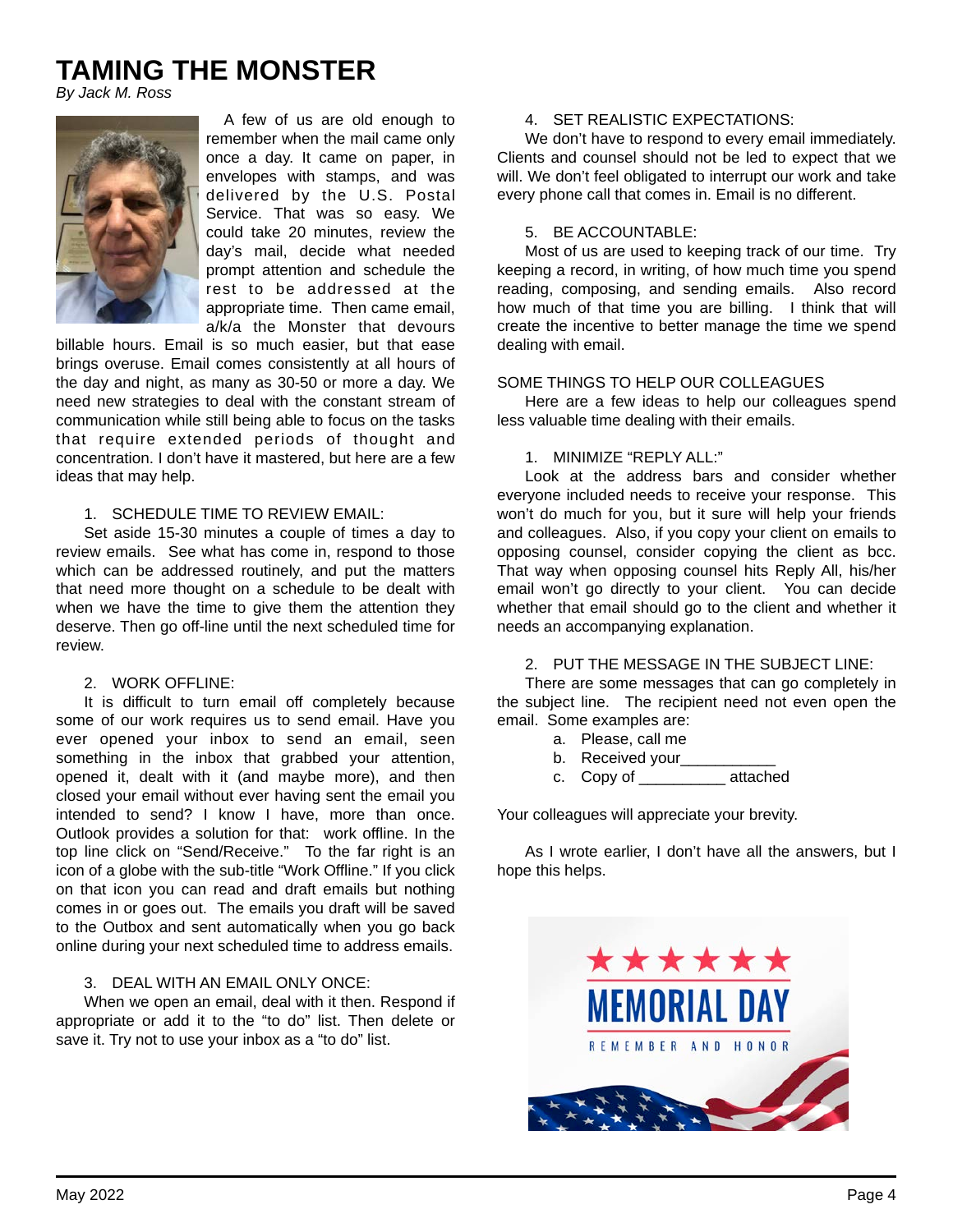# TAMING THE MONSTER

*By Jack M. Ross*

A few of us are old enough to remember when the mail came only once a day. It came on paper, in envelopes with stamps, and was delivered by the U.S. Postal Service. That was so easy. We could take 20 minutes, review the day's mail, decide what needed prompt attention and schedule the rest to be addressed at the appropriate time. Then came email, a/k/a the Monster that devours billable hours. Email is so much easier, but that ease brings overuse. Email comes consistently at all hours of the day and night, as many as 30-50 or more a day. We need new strategies to deal with the constant stream of communication while still being able to focus on the tasks that require extended periods of thought and concentration. I don't have it mastered, but here are a few ideas that may help.

1. SCHEDULE TIME TO REVIEW EMAIL:

Set aside 15-30 minutes a couple of times a day to review emails. See what has come in, respond to those which can be addressed routinely, and put the matters that need more thought on a schedule to be dealt with when we have the time to give them the attention they deserve. Then go off-line until the next scheduled time for review.

2. WORK OFFLINE:

It is difficult to turn email off completely because some of our work requires us to send email. Have you ever opened your inbox to send an email, seen something in the inbox that grabbed your attention, opened it, dealt with it (and maybe more), and then closed your email without ever having sent the email you intended to send? I know I have, more than once. Outlook provides a solution for that: work offline. In the top line click on "Send/Receive." To the far right is an icon of a globe with the sub-title "Work Offline." If you click on that icon you can read and draft emails but nothing comes in or goes out. The emails you draft will be saved to the Outbox and sent automatically when you go back online during your next scheduled time to address emails.

3. DEAL WITH AN EMAIL ONLY ONCE:

When we open an email, deal with it then. Respond if appropriate or add it to the "to do" list. Then delete or save it. Try not to use your inbox as a "to do" list.

4. SET REALISTIC EXPECTATIONS:

We don't have to respond to every email immediately. Clients and counsel should not be led to expect that we will. We don't feel obligated to interrupt our work and take every phone call that comes in. Email is no different.

5. BE ACCOUNTABLE:

Most of us are used to keeping track of our time. Try keeping a record, in writing, of how much time you spend reading, composing, and sending emails. Also record how much of that time you are billing. I think that will create the incentive to better manage the time we spend dealing with email.

SOME THINGS TO HELP OUR COLLEAGUES

Here are a few ideas to help our colleagues spend less valuable time dealing with their emails.

1. MINIMIZE "REPLY ALL:"

Look at the address bars and consider whether everyone included needs to receive your response. This won't do much for you, but it sure will help your friends and colleagues. Also, if you copy your client on emails to opposing counsel, consider copying the client as bcc. That way when opposing counsel hits Reply All, his/her email won't go directly to your client. You can decide whether that email should go to the client and whether it needs an accompanying explanation.

2. PUT THE MESSAGE IN THE SUBJECT LINE:

There are some messages that can go completely in the subject line. The recipient need not even open the email. Some examples are:

a. Please, call me
b. Received your___________
c. Copy of __________ attached

Your colleagues will appreciate your brevity.

As I wrote earlier, I don't have all the answers, but I hope this helps.

★★★★★★
MEMORIAL DAY
REMEMBER AND HONOR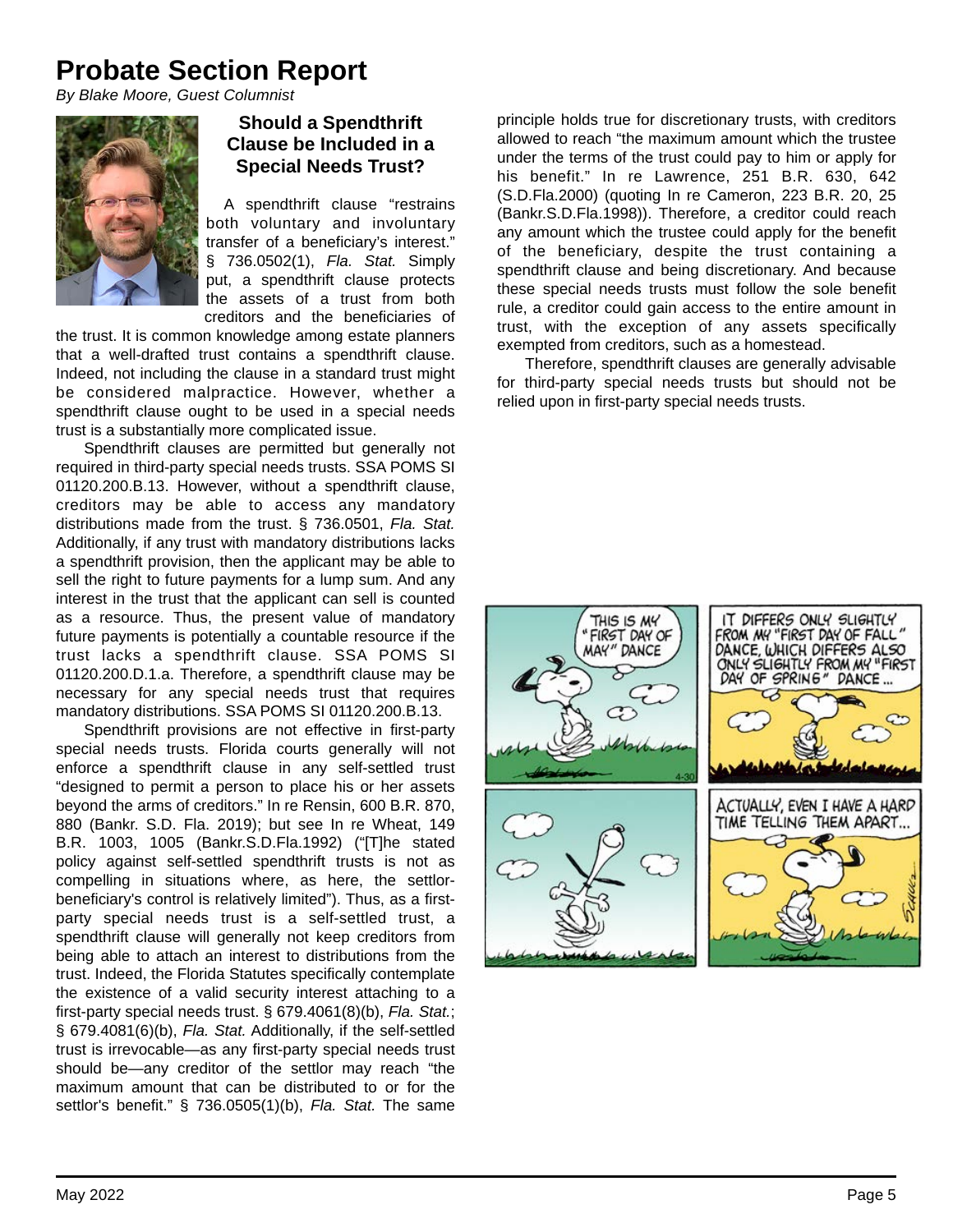# Probate Section Report

*By Blake Moore, Guest Columnist*

### Should a Spendthrift Clause be Included in a Special Needs Trust?

A spendthrift clause "restrains both voluntary and involuntary transfer of a beneficiary's interest." § 736.0502(1), *Fla. Stat.* Simply put, a spendthrift clause protects the assets of a trust from both creditors and the beneficiaries of the trust. It is common knowledge among estate planners that a well-drafted trust contains a spendthrift clause. Indeed, not including the clause in a standard trust might be considered malpractice. However, whether a spendthrift clause ought to be used in a special needs trust is a substantially more complicated issue.

Spendthrift clauses are permitted but generally not required in third-party special needs trusts. SSA POMS SI 01120.200.B.13. However, without a spendthrift clause, creditors may be able to access any mandatory distributions made from the trust. § 736.0501, *Fla. Stat.* Additionally, if any trust with mandatory distributions lacks a spendthrift provision, then the applicant may be able to sell the right to future payments for a lump sum. And any interest in the trust that the applicant can sell is counted as a resource. Thus, the present value of mandatory future payments is potentially a countable resource if the trust lacks a spendthrift clause. SSA POMS SI 01120.200.D.1.a. Therefore, a spendthrift clause may be necessary for any special needs trust that requires mandatory distributions. SSA POMS SI 01120.200.B.13.

Spendthrift provisions are not effective in first-party special needs trusts. Florida courts generally will not enforce a spendthrift clause in any self-settled trust "designed to permit a person to place his or her assets beyond the arms of creditors." In re Rensin, 600 B.R. 870, 880 (Bankr. S.D. Fla. 2019); but see In re Wheat, 149 B.R. 1003, 1005 (Bankr.S.D.Fla.1992) ("[T]he stated policy against self-settled spendthrift trusts is not as compelling in situations where, as here, the settlor-beneficiary's control is relatively limited"). Thus, as a first-party special needs trust is a self-settled trust, a spendthrift clause will generally not keep creditors from being able to attach an interest to distributions from the trust. Indeed, the Florida Statutes specifically contemplate the existence of a valid security interest attaching to a first-party special needs trust. § 679.4061(8)(b), *Fla. Stat.*; § 679.4081(6)(b), *Fla. Stat.* Additionally, if the self-settled trust is irrevocable—as any first-party special needs trust should be—any creditor of the settlor may reach "the maximum amount that can be distributed to or for the settlor's benefit." § 736.0505(1)(b), *Fla. Stat.* The same principle holds true for discretionary trusts, with creditors allowed to reach "the maximum amount which the trustee under the terms of the trust could pay to him or apply for his benefit." In re Lawrence, 251 B.R. 630, 642 (S.D.Fla.2000) (quoting In re Cameron, 223 B.R. 20, 25 (Bankr.S.D.Fla.1998)). Therefore, a creditor could reach any amount which the trustee could apply for the benefit of the beneficiary, despite the trust containing a spendthrift clause and being discretionary. And because these special needs trusts must follow the sole benefit rule, a creditor could gain access to the entire amount in trust, with the exception of any assets specifically exempted from creditors, such as a homestead.

Therefore, spendthrift clauses are generally advisable for third-party special needs trusts but should not be relied upon in first-party special needs trusts.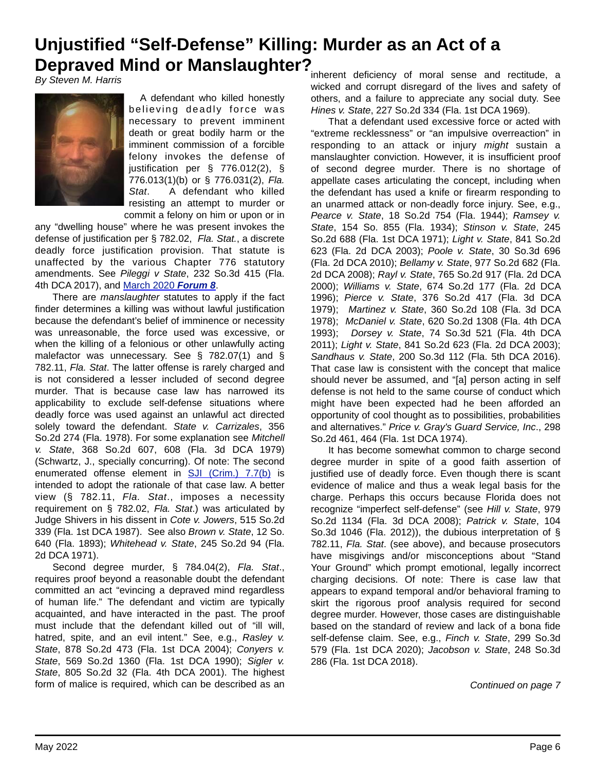# Unjustified "Self-Defense" Killing: Murder as an Act of a Depraved Mind or Manslaughter?

*By Steven M. Harris*

A defendant who killed honestly believing deadly force was necessary to prevent imminent death or great bodily harm or the imminent commission of a forcible felony invokes the defense of justification per § 776.012(2), § 776.013(1)(b) or § 776.031(2), *Fla. Stat*. A defendant who killed resisting an attempt to murder or commit a felony on him or upon or in any "dwelling house" where he was present invokes the defense of justification per § 782.02, *Fla. Stat.*, a discrete deadly force justification provision. That statute is unaffected by the various Chapter 776 statutory amendments. See *Pileggi v State*, 232 So.3d 415 (Fla. 4th DCA 2017), and [March 2020 ***Forum 8***].

There are *manslaughter* statutes to apply if the fact finder determines a killing was without lawful justification because the defendant's belief of imminence or necessity was unreasonable, the force used was excessive, or when the killing of a felonious or other unlawfully acting malefactor was unnecessary. See § 782.07(1) and § 782.11, *Fla. Stat*. The latter offense is rarely charged and is not considered a lesser included of second degree murder. That is because case law has narrowed its applicability to exclude self-defense situations where deadly force was used against an unlawful act directed solely toward the defendant. *State v. Carrizales*, 356 So.2d 274 (Fla. 1978). For some explanation see *Mitchell v. State*, 368 So.2d 607, 608 (Fla. 3d DCA 1979) (Schwartz, J., specially concurring). Of note: The second enumerated offense element in [SJI (Crim.) 7.7(b)] is intended to adopt the rationale of that case law. A better view (§ 782.11, *Fla. Stat*., imposes a necessity requirement on § 782.02, *Fla. Stat*.) was articulated by Judge Shivers in his dissent in *Cote v. Jowers*, 515 So.2d 339 (Fla. 1st DCA 1987). See also *Brown v. State*, 12 So. 640 (Fla. 1893); *Whitehead v. State*, 245 So.2d 94 (Fla. 2d DCA 1971).

Second degree murder, § 784.04(2), *Fla. Stat*., requires proof beyond a reasonable doubt the defendant committed an act "evincing a depraved mind regardless of human life." The defendant and victim are typically acquainted, and have interacted in the past. The proof must include that the defendant killed out of "ill will, hatred, spite, and an evil intent." See, e.g., *Rasley v. State*, 878 So.2d 473 (Fla. 1st DCA 2004); *Conyers v. State*, 569 So.2d 1360 (Fla. 1st DCA 1990); *Sigler v. State*, 805 So.2d 32 (Fla. 4th DCA 2001). The highest form of malice is required, which can be described as an inherent deficiency of moral sense and rectitude, a wicked and corrupt disregard of the lives and safety of others, and a failure to appreciate any social duty. See *Hines v. State*, 227 So.2d 334 (Fla. 1st DCA 1969).

That a defendant used excessive force or acted with "extreme recklessness" or "an impulsive overreaction" in responding to an attack or injury *might* sustain a manslaughter conviction. However, it is insufficient proof of second degree murder. There is no shortage of appellate cases articulating the concept, including when the defendant has used a knife or firearm responding to an unarmed attack or non-deadly force injury. See, e.g., *Pearce v. State*, 18 So.2d 754 (Fla. 1944); *Ramsey v. State*, 154 So. 855 (Fla. 1934); *Stinson v. State*, 245 So.2d 688 (Fla. 1st DCA 1971); *Light v. State*, 841 So.2d 623 (Fla. 2d DCA 2003); *Poole v. State*, 30 So.3d 696 (Fla. 2d DCA 2010); *Bellamy v. State*, 977 So.2d 682 (Fla. 2d DCA 2008); *Rayl v. State*, 765 So.2d 917 (Fla. 2d DCA 2000); *Williams v. State*, 674 So.2d 177 (Fla. 2d DCA 1996); *Pierce v. State*, 376 So.2d 417 (Fla. 3d DCA 1979); *Martinez v. State*, 360 So.2d 108 (Fla. 3d DCA 1978); *McDaniel v. State*, 620 So.2d 1308 (Fla. 4th DCA 1993); *Dorsey v. State*, 74 So.3d 521 (Fla. 4th DCA 2011); *Light v. State*, 841 So.2d 623 (Fla. 2d DCA 2003); *Sandhaus v. State*, 200 So.3d 112 (Fla. 5th DCA 2016). That case law is consistent with the concept that malice should never be assumed, and "[a] person acting in self defense is not held to the same course of conduct which might have been expected had he been afforded an opportunity of cool thought as to possibilities, probabilities and alternatives." *Price v. Gray's Guard Service, Inc*., 298 So.2d 461, 464 (Fla. 1st DCA 1974).

It has become somewhat common to charge second degree murder in spite of a good faith assertion of justified use of deadly force. Even though there is scant evidence of malice and thus a weak legal basis for the charge. Perhaps this occurs because Florida does not recognize "imperfect self-defense" (see *Hill v. State*, 979 So.2d 1134 (Fla. 3d DCA 2008); *Patrick v. State*, 104 So.3d 1046 (Fla. 2012)), the dubious interpretation of § 782.11, *Fla. Stat*. (see above), and because prosecutors have misgivings and/or misconceptions about "Stand Your Ground" which prompt emotional, legally incorrect charging decisions. Of note: There is case law that appears to expand temporal and/or behavioral framing to skirt the rigorous proof analysis required for second degree murder. However, those cases are distinguishable based on the standard of review and lack of a bona fide self-defense claim. See, e.g., *Finch v. State*, 299 So.3d 579 (Fla. 1st DCA 2020); *Jacobson v. State*, 248 So.3d 286 (Fla. 1st DCA 2018).

*Continued on page 7*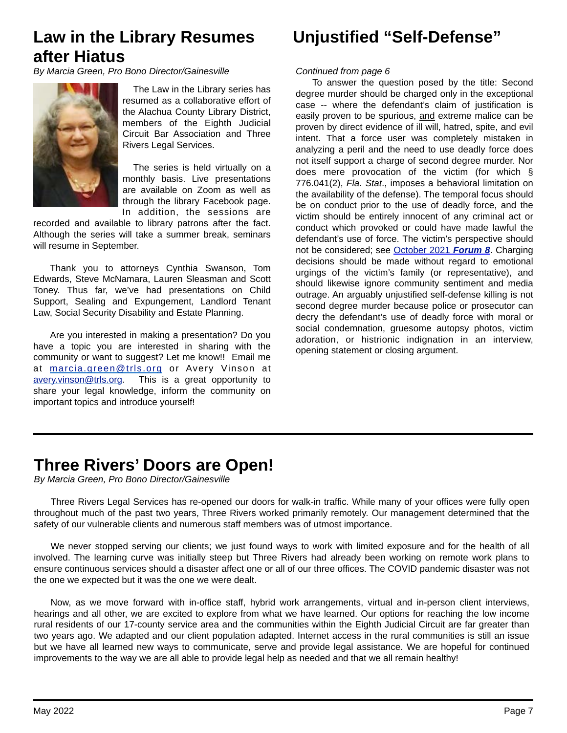# Law in the Library Resumes after Hiatus

*By Marcia Green, Pro Bono Director/Gainesville*

The Law in the Library series has resumed as a collaborative effort of the Alachua County Library District, members of the Eighth Judicial Circuit Bar Association and Three Rivers Legal Services.

The series is held virtually on a monthly basis. Live presentations are available on Zoom as well as through the library Facebook page. In addition, the sessions are recorded and available to library patrons after the fact. Although the series will take a summer break, seminars will resume in September.

Thank you to attorneys Cynthia Swanson, Tom Edwards, Steve McNamara, Lauren Sleasman and Scott Toney. Thus far, we've had presentations on Child Support, Sealing and Expungement, Landlord Tenant Law, Social Security Disability and Estate Planning.

Are you interested in making a presentation? Do you have a topic you are interested in sharing with the community or want to suggest? Let me know!! Email me at [marcia.green@trls.org](mailto:marcia.green@trls.org) or Avery Vinson at [avery.vinson@trls.org](mailto:avery.vinson@trls.org). This is a great opportunity to share your legal knowledge, inform the community on important topics and introduce yourself!

# Unjustified "Self-Defense"

*Continued from page 6*

To answer the question posed by the title: Second degree murder should be charged only in the exceptional case -- where the defendant's claim of justification is easily proven to be spurious, <u>and</u> extreme malice can be proven by direct evidence of ill will, hatred, spite, and evil intent. That a force user was completely mistaken in analyzing a peril and the need to use deadly force does not itself support a charge of second degree murder. Nor does mere provocation of the victim (for which § 776.041(2), *Fla. Stat*., imposes a behavioral limitation on the availability of the defense). The temporal focus should be on conduct prior to the use of deadly force, and the victim should be entirely innocent of any criminal act or conduct which provoked or could have made lawful the defendant's use of force. The victim's perspective should not be considered; see October 2021 ***Forum 8***. Charging decisions should be made without regard to emotional urgings of the victim's family (or representative), and should likewise ignore community sentiment and media outrage. An arguably unjustified self-defense killing is not second degree murder because police or prosecutor can decry the defendant's use of deadly force with moral or social condemnation, gruesome autopsy photos, victim adoration, or histrionic indignation in an interview, opening statement or closing argument.

---

# Three Rivers' Doors are Open!

*By Marcia Green, Pro Bono Director/Gainesville*

Three Rivers Legal Services has re-opened our doors for walk-in traffic. While many of your offices were fully open throughout much of the past two years, Three Rivers worked primarily remotely. Our management determined that the safety of our vulnerable clients and numerous staff members was of utmost importance.

We never stopped serving our clients; we just found ways to work with limited exposure and for the health of all involved. The learning curve was initially steep but Three Rivers had already been working on remote work plans to ensure continuous services should a disaster affect one or all of our three offices. The COVID pandemic disaster was not the one we expected but it was the one we were dealt.

Now, as we move forward with in-office staff, hybrid work arrangements, virtual and in-person client interviews, hearings and all other, we are excited to explore from what we have learned. Our options for reaching the low income rural residents of our 17-county service area and the communities within the Eighth Judicial Circuit are far greater than two years ago. We adapted and our client population adapted. Internet access in the rural communities is still an issue but we have all learned new ways to communicate, serve and provide legal assistance. We are hopeful for continued improvements to the way we are all able to provide legal help as needed and that we all remain healthy!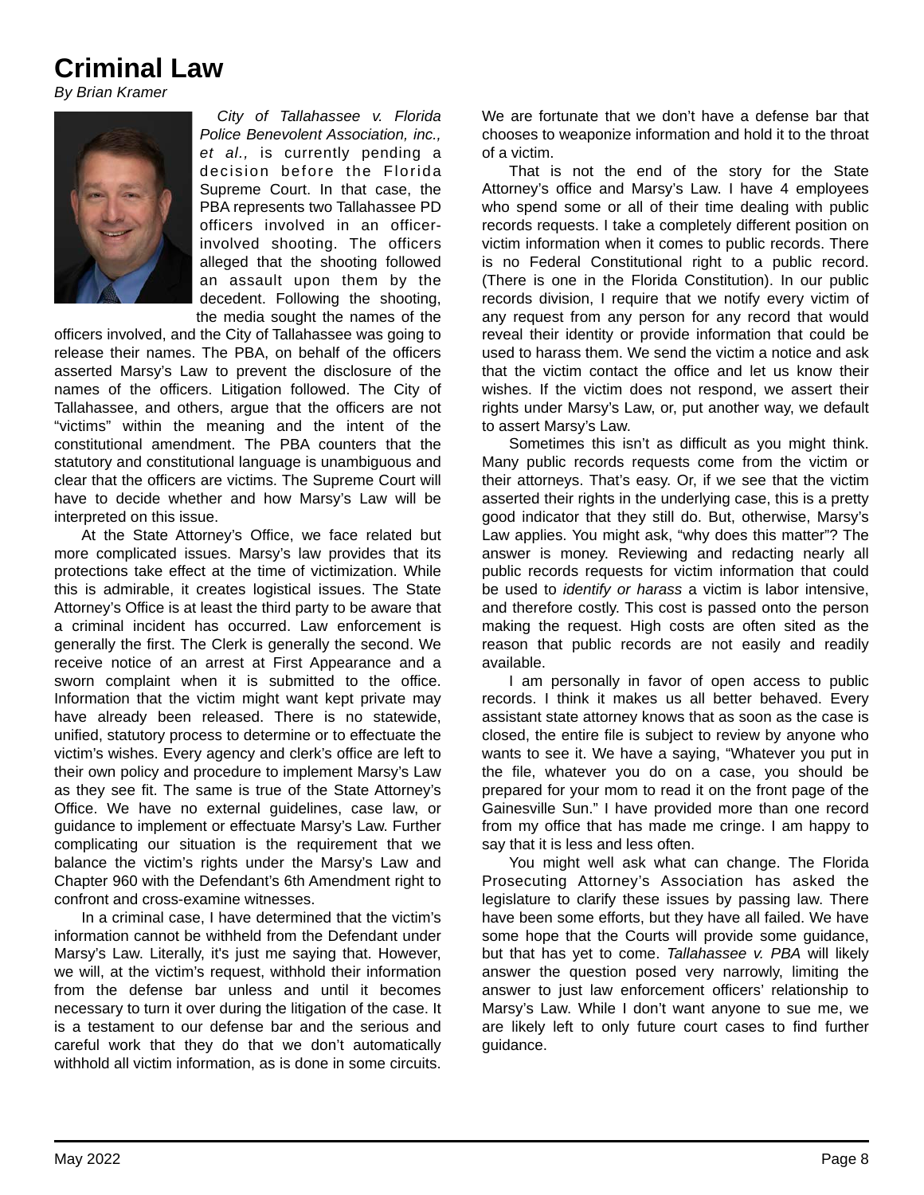# Criminal Law

*By Brian Kramer*

*City of Tallahassee v. Florida Police Benevolent Association, inc., et al.,* is currently pending a decision before the Florida Supreme Court. In that case, the PBA represents two Tallahassee PD officers involved in an officer-involved shooting. The officers alleged that the shooting followed an assault upon them by the decedent. Following the shooting, the media sought the names of the officers involved, and the City of Tallahassee was going to release their names. The PBA, on behalf of the officers asserted Marsy's Law to prevent the disclosure of the names of the officers. Litigation followed. The City of Tallahassee, and others, argue that the officers are not "victims" within the meaning and the intent of the constitutional amendment. The PBA counters that the statutory and constitutional language is unambiguous and clear that the officers are victims. The Supreme Court will have to decide whether and how Marsy's Law will be interpreted on this issue.

At the State Attorney's Office, we face related but more complicated issues. Marsy's law provides that its protections take effect at the time of victimization. While this is admirable, it creates logistical issues. The State Attorney's Office is at least the third party to be aware that a criminal incident has occurred. Law enforcement is generally the first. The Clerk is generally the second. We receive notice of an arrest at First Appearance and a sworn complaint when it is submitted to the office. Information that the victim might want kept private may have already been released. There is no statewide, unified, statutory process to determine or to effectuate the victim's wishes. Every agency and clerk's office are left to their own policy and procedure to implement Marsy's Law as they see fit. The same is true of the State Attorney's Office. We have no external guidelines, case law, or guidance to implement or effectuate Marsy's Law. Further complicating our situation is the requirement that we balance the victim's rights under the Marsy's Law and Chapter 960 with the Defendant's 6th Amendment right to confront and cross-examine witnesses.

In a criminal case, I have determined that the victim's information cannot be withheld from the Defendant under Marsy's Law. Literally, it's just me saying that. However, we will, at the victim's request, withhold their information from the defense bar unless and until it becomes necessary to turn it over during the litigation of the case. It is a testament to our defense bar and the serious and careful work that they do that we don't automatically withhold all victim information, as is done in some circuits. We are fortunate that we don't have a defense bar that chooses to weaponize information and hold it to the throat of a victim.

That is not the end of the story for the State Attorney's office and Marsy's Law. I have 4 employees who spend some or all of their time dealing with public records requests. I take a completely different position on victim information when it comes to public records. There is no Federal Constitutional right to a public record. (There is one in the Florida Constitution). In our public records division, I require that we notify every victim of any request from any person for any record that would reveal their identity or provide information that could be used to harass them. We send the victim a notice and ask that the victim contact the office and let us know their wishes. If the victim does not respond, we assert their rights under Marsy's Law, or, put another way, we default to assert Marsy's Law.

Sometimes this isn't as difficult as you might think. Many public records requests come from the victim or their attorneys. That's easy. Or, if we see that the victim asserted their rights in the underlying case, this is a pretty good indicator that they still do. But, otherwise, Marsy's Law applies. You might ask, "why does this matter"? The answer is money. Reviewing and redacting nearly all public records requests for victim information that could be used to *identify or harass* a victim is labor intensive, and therefore costly. This cost is passed onto the person making the request. High costs are often sited as the reason that public records are not easily and readily available.

I am personally in favor of open access to public records. I think it makes us all better behaved. Every assistant state attorney knows that as soon as the case is closed, the entire file is subject to review by anyone who wants to see it. We have a saying, "Whatever you put in the file, whatever you do on a case, you should be prepared for your mom to read it on the front page of the Gainesville Sun." I have provided more than one record from my office that has made me cringe. I am happy to say that it is less and less often.

You might well ask what can change. The Florida Prosecuting Attorney's Association has asked the legislature to clarify these issues by passing law. There have been some efforts, but they have all failed. We have some hope that the Courts will provide some guidance, but that has yet to come. *Tallahassee v. PBA* will likely answer the question posed very narrowly, limiting the answer to just law enforcement officers' relationship to Marsy's Law. While I don't want anyone to sue me, we are likely left to only future court cases to find further guidance.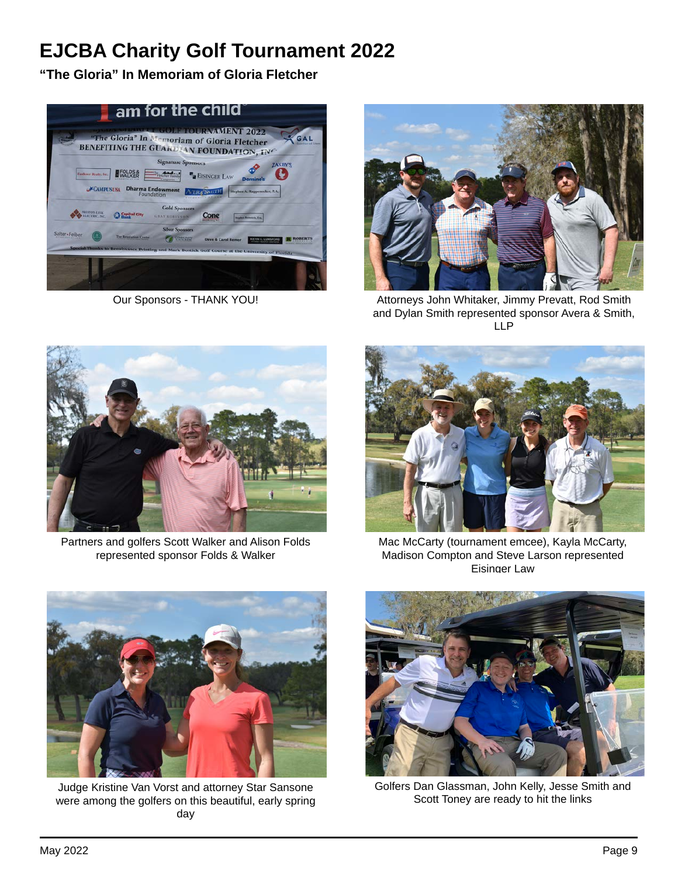# EJCBA Charity Golf Tournament 2022

**"The Gloria" In Memoriam of Gloria Fletcher**

Our Sponsors - THANK YOU!

Attorneys John Whitaker, Jimmy Prevatt, Rod Smith and Dylan Smith represented sponsor Avera & Smith, LLP

Partners and golfers Scott Walker and Alison Folds represented sponsor Folds & Walker

Mac McCarty (tournament emcee), Kayla McCarty, Madison Compton and Steve Larson represented Eisinger Law

Judge Kristine Van Vorst and attorney Star Sansone were among the golfers on this beautiful, early spring day

Golfers Dan Glassman, John Kelly, Jesse Smith and Scott Toney are ready to hit the links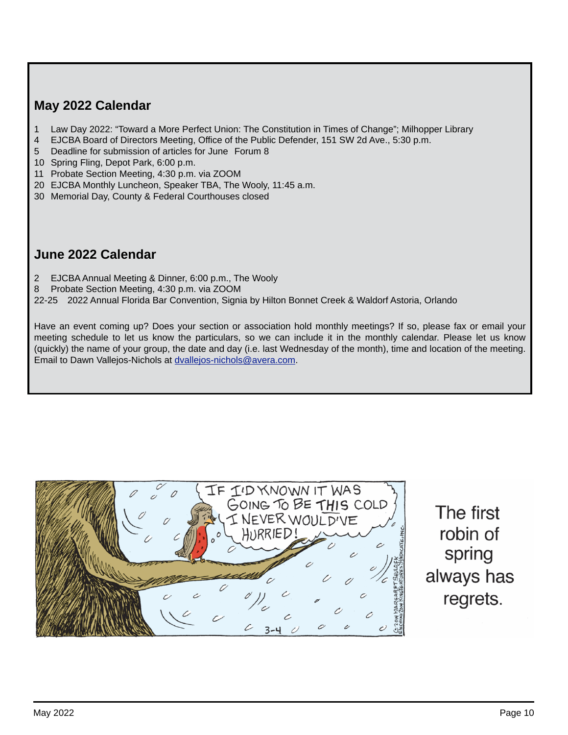## May 2022 Calendar

1 Law Day 2022: "Toward a More Perfect Union: The Constitution in Times of Change"; Milhopper Library
4 EJCBA Board of Directors Meeting, Office of the Public Defender, 151 SW 2d Ave., 5:30 p.m.
5 Deadline for submission of articles for June Forum 8
10 Spring Fling, Depot Park, 6:00 p.m.
11 Probate Section Meeting, 4:30 p.m. via ZOOM
20 EJCBA Monthly Luncheon, Speaker TBA, The Wooly, 11:45 a.m.
30 Memorial Day, County & Federal Courthouses closed

## June 2022 Calendar

2 EJCBA Annual Meeting & Dinner, 6:00 p.m., The Wooly
8 Probate Section Meeting, 4:30 p.m. via ZOOM
22-25 2022 Annual Florida Bar Convention, Signia by Hilton Bonnet Creek & Waldorf Astoria, Orlando

Have an event coming up? Does your section or association hold monthly meetings? If so, please fax or email your meeting schedule to let us know the particulars, so we can include it in the monthly calendar. Please let us know (quickly) the name of your group, the date and day (i.e. last Wednesday of the month), time and location of the meeting. Email to Dawn Vallejos-Nichols at dvallejos-nichols@avera.com.

The first robin of spring always has regrets.